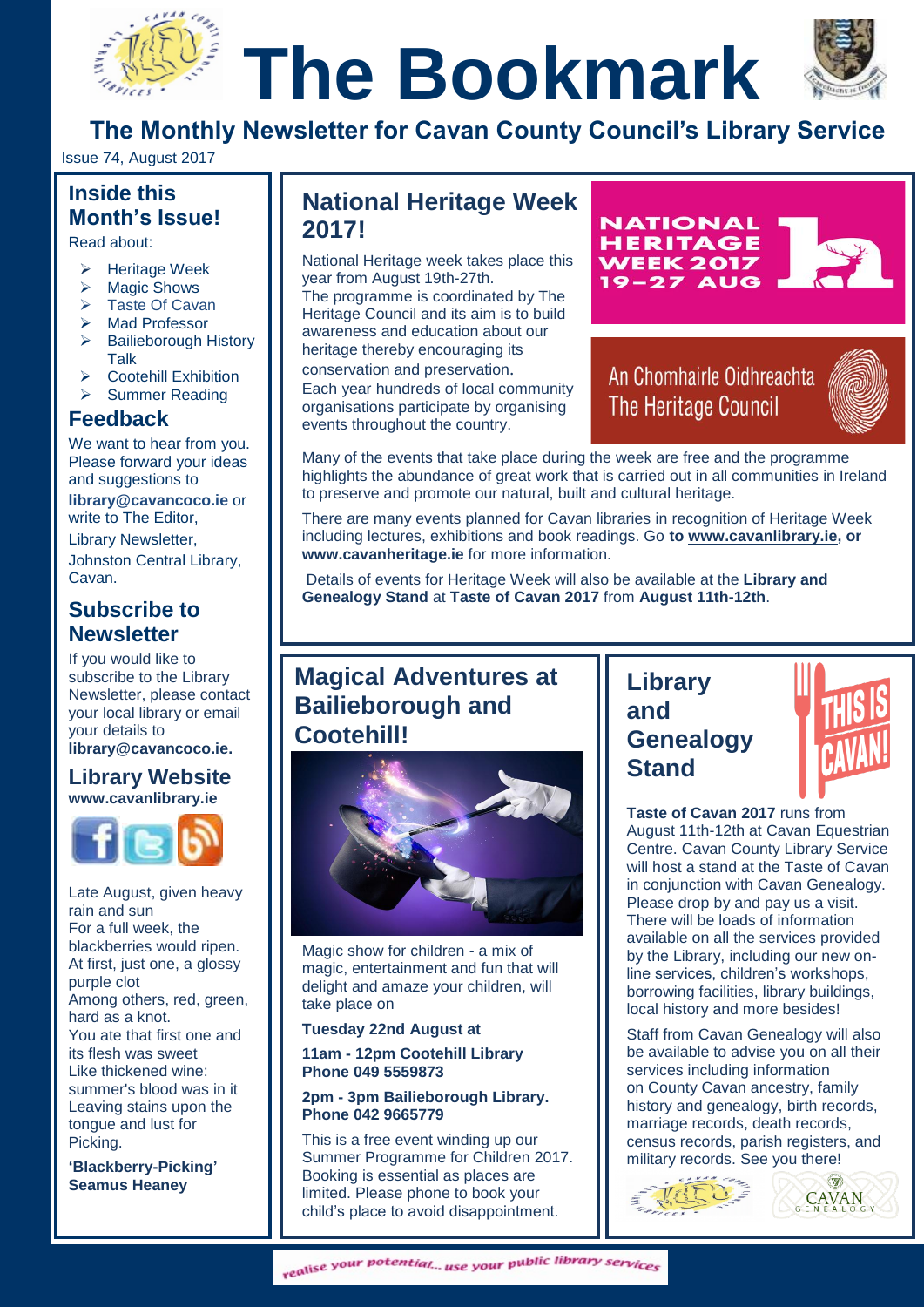# The Bookmark

## The Monthly Newsletter for Cavan County Council's Library Service

Issue 74, August 2017

## Inside this Month's Issue!

Read about:

- Heritage Week
- Magic Shows
- Taste Of Cavan
- Mad Professor
- Bailieborough History Talk
- Cootehill Exhibition
- Summer Reading

## Feedback

We want to hear from you. Please forward your ideas and suggestions to **library@cavancoco.ie** or write to The Editor, Library Newsletter, Johnston Central Library, Cavan.

## Subscribe to Newsletter

If you would like to subscribe to the Library Newsletter, please contact your local library or email your details to **library@cavancoco.ie.**

## Library Website

**www.cavanlibrary.ie**

Late August, given heavy rain and sun
For a full week, the blackberries would ripen.
At first, just one, a glossy purple clot
Among others, red, green, hard as a knot.
You ate that first one and its flesh was sweet
Like thickened wine: summer's blood was in it
Leaving stains upon the tongue and lust for Picking.

**'Blackberry-Picking' Seamus Heaney**

## National Heritage Week 2017!

National Heritage week takes place this year from August 19th-27th.
The programme is coordinated by The Heritage Council and its aim is to build awareness and education about our heritage thereby encouraging its conservation and preservation.
Each year hundreds of local community organisations participate by organising events throughout the country.

NATIONAL HERITAGE WEEK 2017 19–27 AUG

An Chomhairle Oidhreachta
The Heritage Council

Many of the events that take place during the week are free and the programme highlights the abundance of great work that is carried out in all communities in Ireland to preserve and promote our natural, built and cultural heritage.

There are many events planned for Cavan libraries in recognition of Heritage Week including lectures, exhibitions and book readings. Go **to www.cavanlibrary.ie, or www.cavanheritage.ie** for more information.

Details of events for Heritage Week will also be available at the **Library and Genealogy Stand** at **Taste of Cavan 2017** from **August 11th-12th**.

## Magical Adventures at Bailieborough and Cootehill!

Magic show for children - a mix of magic, entertainment and fun that will delight and amaze your children, will take place on

**Tuesday 22nd August at**

**11am - 12pm Cootehill Library Phone 049 5559873**

**2pm - 3pm Bailieborough Library. Phone 042 9665779**

This is a free event winding up our Summer Programme for Children 2017. Booking is essential as places are limited. Please phone to book your child's place to avoid disappointment.

## Library and Genealogy Stand

**Taste of Cavan 2017** runs from August 11th-12th at Cavan Equestrian Centre. Cavan County Library Service will host a stand at the Taste of Cavan in conjunction with Cavan Genealogy. Please drop by and pay us a visit. There will be loads of information available on all the services provided by the Library, including our new on-line services, children's workshops, borrowing facilities, library buildings, local history and more besides!

Staff from Cavan Genealogy will also be available to advise you on all their services including information on County Cavan ancestry, family history and genealogy, birth records, marriage records, death records, census records, parish registers, and military records. See you there!

realise your potential... use your public library services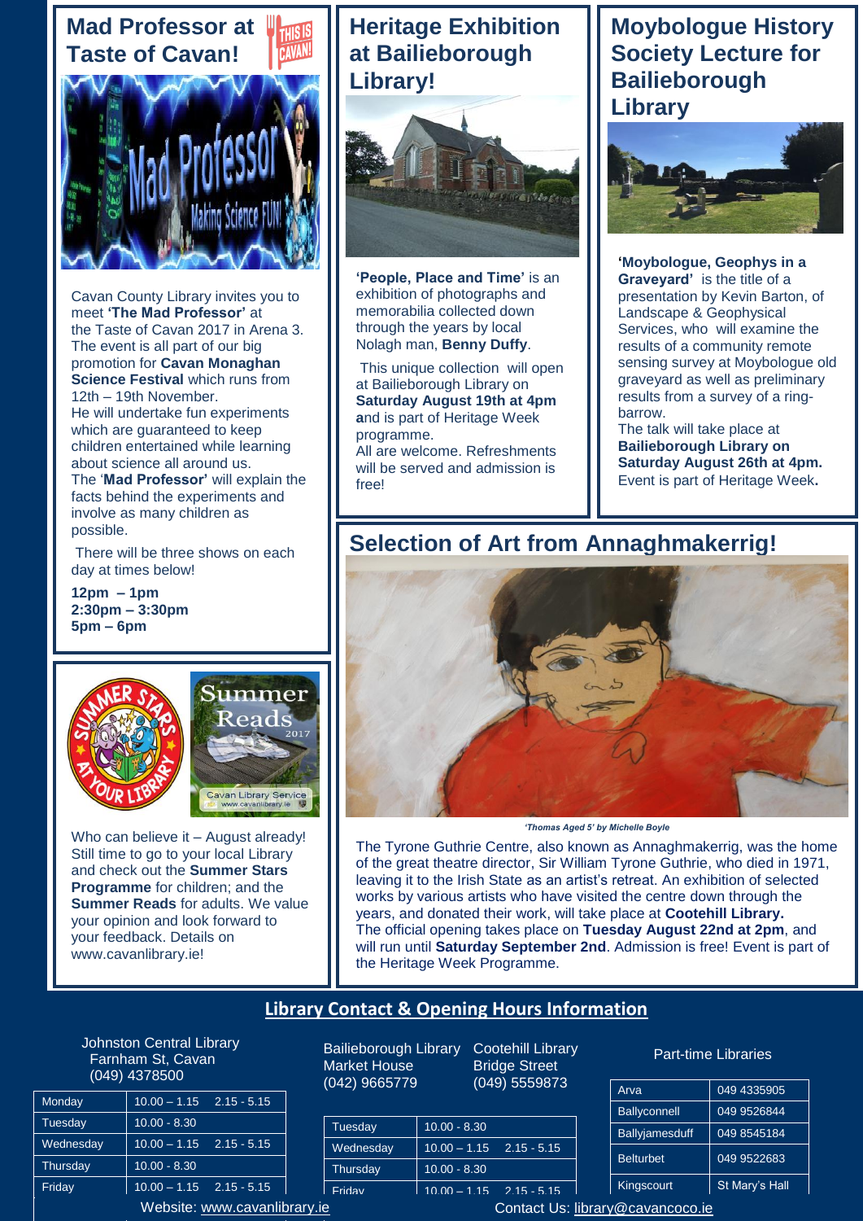## Mad Professor at Taste of Cavan!

Cavan County Library invites you to meet **'The Mad Professor'** at the Taste of Cavan 2017 in Arena 3. The event is all part of our big promotion for **Cavan Monaghan Science Festival** which runs from 12th – 19th November.
He will undertake fun experiments which are guaranteed to keep children entertained while learning about science all around us.
The '**Mad Professor**' will explain the facts behind the experiments and involve as many children as possible.

There will be three shows on each day at times below!

**12pm – 1pm**
**2:30pm – 3:30pm**
**5pm – 6pm**

Who can believe it – August already! Still time to go to your local Library and check out the **Summer Stars Programme** for children; and the **Summer Reads** for adults. We value your opinion and look forward to your feedback. Details on www.cavanlibrary.ie!

## Heritage Exhibition at Bailieborough Library!

**'People, Place and Time'** is an exhibition of photographs and memorabilia collected down through the years by local Nolagh man, **Benny Duffy**.

This unique collection will open at Bailieborough Library on **Saturday August 19th at 4pm and** is part of Heritage Week programme.
All are welcome. Refreshments will be served and admission is free!

## Moybologue History Society Lecture for Bailieborough Library

**'Moybologue, Geophys in a Graveyard'** is the title of a presentation by Kevin Barton, of Landscape & Geophysical Services, who will examine the results of a community remote sensing survey at Moybologue old graveyard as well as preliminary results from a survey of a ring-barrow.
The talk will take place at **Bailieborough Library on Saturday August 26th at 4pm.**
Event is part of Heritage Week**.**

## Selection of Art from Annaghmakerrig!

*'Thomas Aged 5' by Michelle Boyle*

The Tyrone Guthrie Centre, also known as Annaghmakerrig, was the home of the great theatre director, Sir William Tyrone Guthrie, who died in 1971, leaving it to the Irish State as an artist's retreat. An exhibition of selected works by various artists who have visited the centre down through the years, and donated their work, will take place at **Cootehill Library.**
The official opening takes place on **Tuesday August 22nd at 2pm**, and will run until **Saturday September 2nd**. Admission is free! Event is part of the Heritage Week Programme.

## Library Contact & Opening Hours Information

Johnston Central Library
Farnham St, Cavan
(049) 4378500

| | |
|---|---|
| Monday | 10.00 – 1.15 2.15 - 5.15 |
| Tuesday | 10.00 - 8.30 |
| Wednesday | 10.00 – 1.15 2.15 - 5.15 |
| Thursday | 10.00 - 8.30 |
| Friday | 10.00 – 1.15 2.15 - 5.15 |

Bailieborough Library
Market House
(042) 9665779

Cootehill Library
Bridge Street
(049) 5559873

| | |
|---|---|
| Tuesday | 10.00 - 8.30 |
| Wednesday | 10.00 – 1.15 2.15 - 5.15 |
| Thursday | 10.00 - 8.30 |
| Friday | 10.00 – 1.15 2.15 - 5.15 |

Part-time Libraries

| | |
|---|---|
| Arva | 049 4335905 |
| Ballyconnell | 049 9526844 |
| Ballyjamesduff | 049 8545184 |
| Belturbet | 049 9522683 |
| Kingscourt | St Mary's Hall |

Website: www.cavanlibrary.ie

Contact Us: library@cavancoco.ie